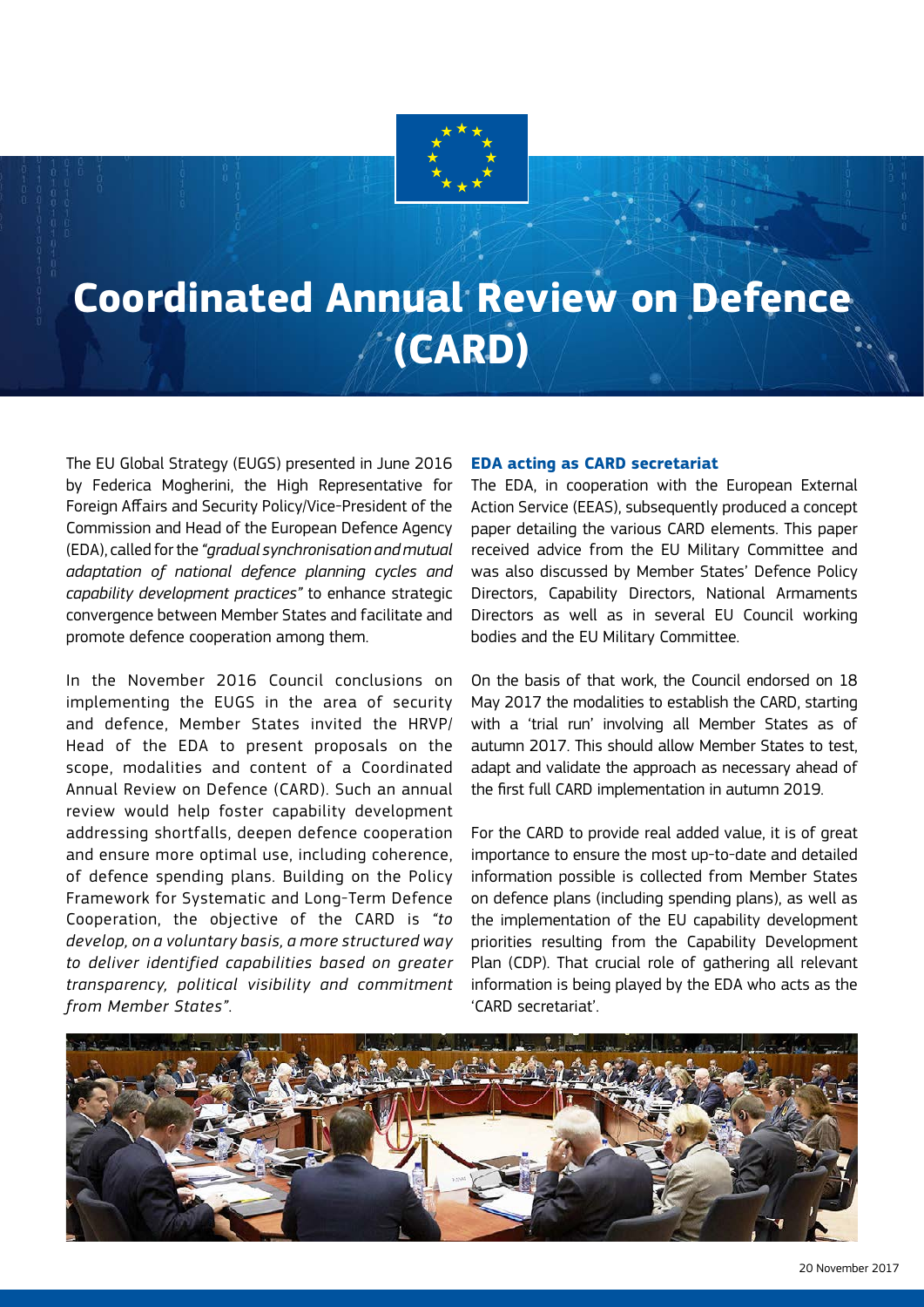# Coordinated Annual Review on Defence (CARD)

The EU Global Strategy (EUGS) presented in June 2016 by Federica Mogherini, the High Representative for Foreign Affairs and Security Policy/Vice-President of the Commission and Head of the European Defence Agency (EDA), called for the *"gradual synchronisation and mutual adaptation of national defence planning cycles and capability development practices"* to enhance strategic convergence between Member States and facilitate and promote defence cooperation among them.

In the November 2016 Council conclusions on implementing the EUGS in the area of security and defence, Member States invited the HRVP/ Head of the EDA to present proposals on the scope, modalities and content of a Coordinated Annual Review on Defence (CARD). Such an annual review would help foster capability development addressing shortfalls, deepen defence cooperation and ensure more optimal use, including coherence, of defence spending plans. Building on the Policy Framework for Systematic and Long-Term Defence Cooperation, the objective of the CARD is *"to develop, on a voluntary basis, a more structured way to deliver identified capabilities based on greater transparency, political visibility and commitment from Member States"*.

### EDA acting as CARD secretariat

The EDA, in cooperation with the European External Action Service (EEAS), subsequently produced a concept paper detailing the various CARD elements. This paper received advice from the EU Military Committee and was also discussed by Member States' Defence Policy Directors, Capability Directors, National Armaments Directors as well as in several EU Council working bodies and the EU Military Committee.

On the basis of that work, the Council endorsed on 18 May 2017 the modalities to establish the CARD, starting with a 'trial run' involving all Member States as of autumn 2017. This should allow Member States to test, adapt and validate the approach as necessary ahead of the first full CARD implementation in autumn 2019.

For the CARD to provide real added value, it is of great importance to ensure the most up-to-date and detailed information possible is collected from Member States on defence plans (including spending plans), as well as the implementation of the EU capability development priorities resulting from the Capability Development Plan (CDP). That crucial role of gathering all relevant information is being played by the EDA who acts as the 'CARD secretariat'.

20 November 2017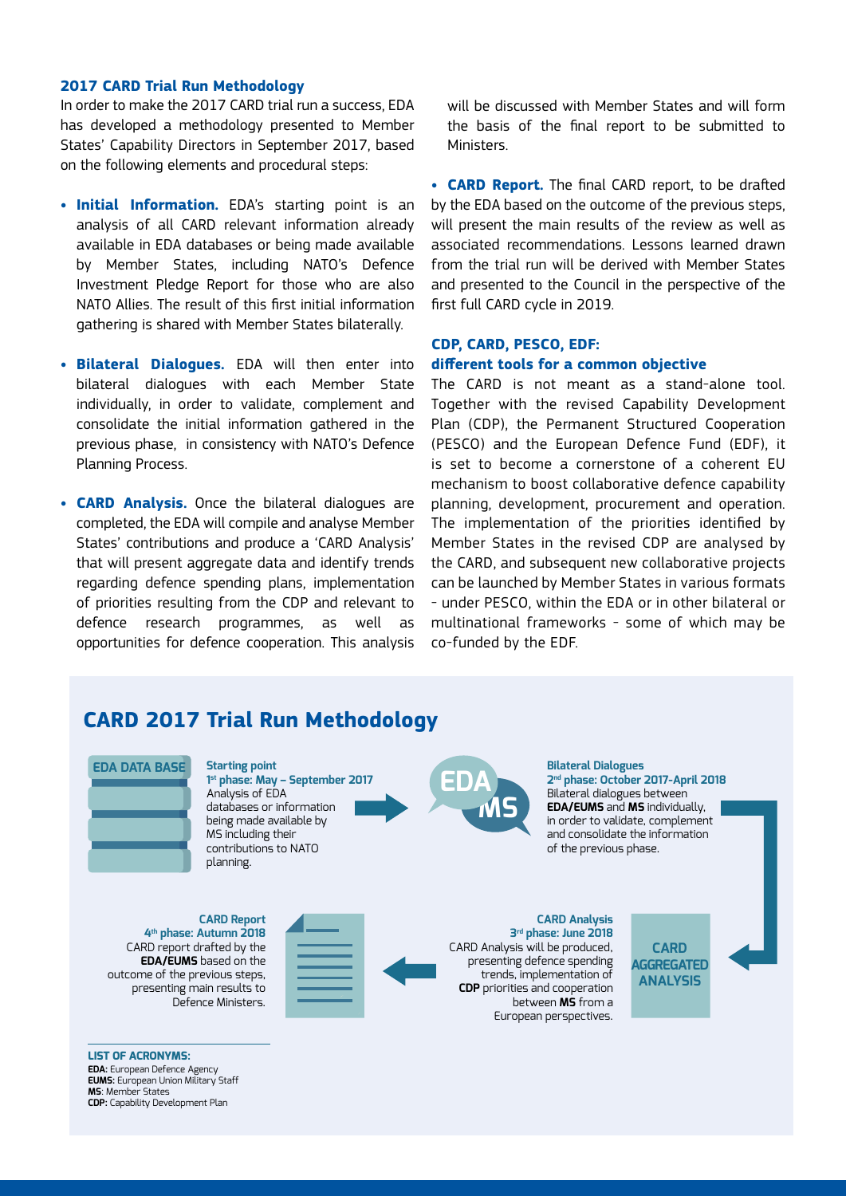### 2017 CARD Trial Run Methodology

In order to make the 2017 CARD trial run a success, EDA has developed a methodology presented to Member States' Capability Directors in September 2017, based on the following elements and procedural steps:

- **Initial Information.** EDA's starting point is an analysis of all CARD relevant information already available in EDA databases or being made available by Member States, including NATO's Defence Investment Pledge Report for those who are also NATO Allies. The result of this first initial information gathering is shared with Member States bilaterally.
- **Bilateral Dialogues.** EDA will then enter into bilateral dialogues with each Member State individually, in order to validate, complement and consolidate the initial information gathered in the previous phase, in consistency with NATO's Defence Planning Process.
- **CARD Analysis.** Once the bilateral dialogues are completed, the EDA will compile and analyse Member States' contributions and produce a 'CARD Analysis' that will present aggregate data and identify trends regarding defence spending plans, implementation of priorities resulting from the CDP and relevant to defence research programmes, as well as opportunities for defence cooperation. This analysis will be discussed with Member States and will form the basis of the final report to be submitted to Ministers.
- **CARD Report.** The final CARD report, to be drafted by the EDA based on the outcome of the previous steps, will present the main results of the review as well as associated recommendations. Lessons learned drawn from the trial run will be derived with Member States and presented to the Council in the perspective of the first full CARD cycle in 2019.

### CDP, CARD, PESCO, EDF: different tools for a common objective

The CARD is not meant as a stand-alone tool. Together with the revised Capability Development Plan (CDP), the Permanent Structured Cooperation (PESCO) and the European Defence Fund (EDF), it is set to become a cornerstone of a coherent EU mechanism to boost collaborative defence capability planning, development, procurement and operation. The implementation of the priorities identified by Member States in the revised CDP are analysed by the CARD, and subsequent new collaborative projects can be launched by Member States in various formats - under PESCO, within the EDA or in other bilateral or multinational frameworks - some of which may be co-funded by the EDF.

## CARD 2017 Trial Run Methodology

EDA DATA BASE

**Starting point**
**1st phase: May – September 2017**
Analysis of EDA databases or information being made available by MS including their contributions to NATO planning.

EDA
MS

**Bilateral Dialogues**
**2nd phase: October 2017-April 2018**
Bilateral dialogues between **EDA/EUMS** and **MS** individually, in order to validate, complement and consolidate the information of the previous phase.

CARD AGGREGATED ANALYSIS

**CARD Analysis**
**3rd phase: June 2018**
CARD Analysis will be produced, presenting defence spending trends, implementation of **CDP** priorities and cooperation between **MS** from a European perspectives.

**CARD Report**
**4th phase: Autumn 2018**
CARD report drafted by the **EDA/EUMS** based on the outcome of the previous steps, presenting main results to Defence Ministers.

**LIST OF ACRONYMS:**
**EDA:** European Defence Agency
**EUMS:** European Union Military Staff
**MS**: Member States
**CDP:** Capability Development Plan